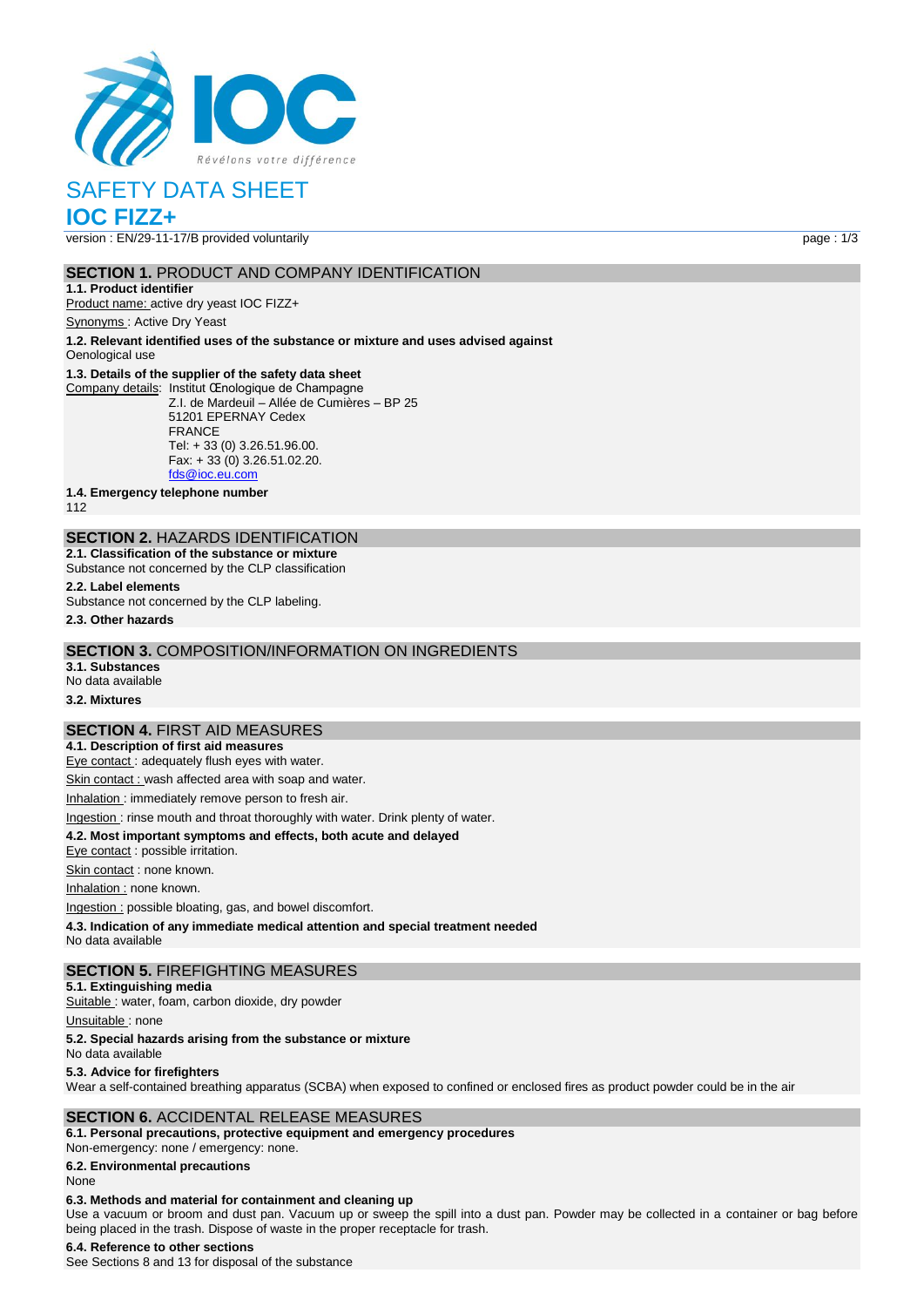# SAFETY DATA SHEET

## IOC FIZZ+

version : EN/29-11-17/B provided voluntarily

## SECTION 1. PRODUCT AND COMPANY IDENTIFICATION

**1.1. Product identifier**

Product name: active dry yeast IOC FIZZ+

Synonyms : Active Dry Yeast

**1.2. Relevant identified uses of the substance or mixture and uses advised against**

Oenological use

**1.3. Details of the supplier of the safety data sheet**

Company details: Institut Œnologique de Champagne
Z.I. de Mardeuil – Allée de Cumières – BP 25
51201 EPERNAY Cedex
FRANCE
Tel: + 33 (0) 3.26.51.96.00.
Fax: + 33 (0) 3.26.51.02.20.
fds@ioc.eu.com

**1.4. Emergency telephone number**

112

## SECTION 2. HAZARDS IDENTIFICATION

**2.1. Classification of the substance or mixture**

Substance not concerned by the CLP classification

**2.2. Label elements**

Substance not concerned by the CLP labeling.

**2.3. Other hazards**

## SECTION 3. COMPOSITION/INFORMATION ON INGREDIENTS

**3.1. Substances**

No data available

**3.2. Mixtures**

## SECTION 4. FIRST AID MEASURES

**4.1. Description of first aid measures**

Eye contact : adequately flush eyes with water.

Skin contact : wash affected area with soap and water.

Inhalation : immediately remove person to fresh air.

Ingestion : rinse mouth and throat thoroughly with water. Drink plenty of water.

**4.2. Most important symptoms and effects, both acute and delayed**

Eye contact : possible irritation.

Skin contact : none known.

Inhalation : none known.

Ingestion : possible bloating, gas, and bowel discomfort.

**4.3. Indication of any immediate medical attention and special treatment needed**

No data available

## SECTION 5. FIREFIGHTING MEASURES

**5.1. Extinguishing media**

Suitable : water, foam, carbon dioxide, dry powder

Unsuitable : none

**5.2. Special hazards arising from the substance or mixture**

No data available

**5.3. Advice for firefighters**

Wear a self-contained breathing apparatus (SCBA) when exposed to confined or enclosed fires as product powder could be in the air

## SECTION 6. ACCIDENTAL RELEASE MEASURES

**6.1. Personal precautions, protective equipment and emergency procedures**

Non-emergency: none / emergency: none.

**6.2. Environmental precautions**

None

**6.3. Methods and material for containment and cleaning up**

Use a vacuum or broom and dust pan. Vacuum up or sweep the spill into a dust pan. Powder may be collected in a container or bag before being placed in the trash. Dispose of waste in the proper receptacle for trash.

**6.4. Reference to other sections**

See Sections 8 and 13 for disposal of the substance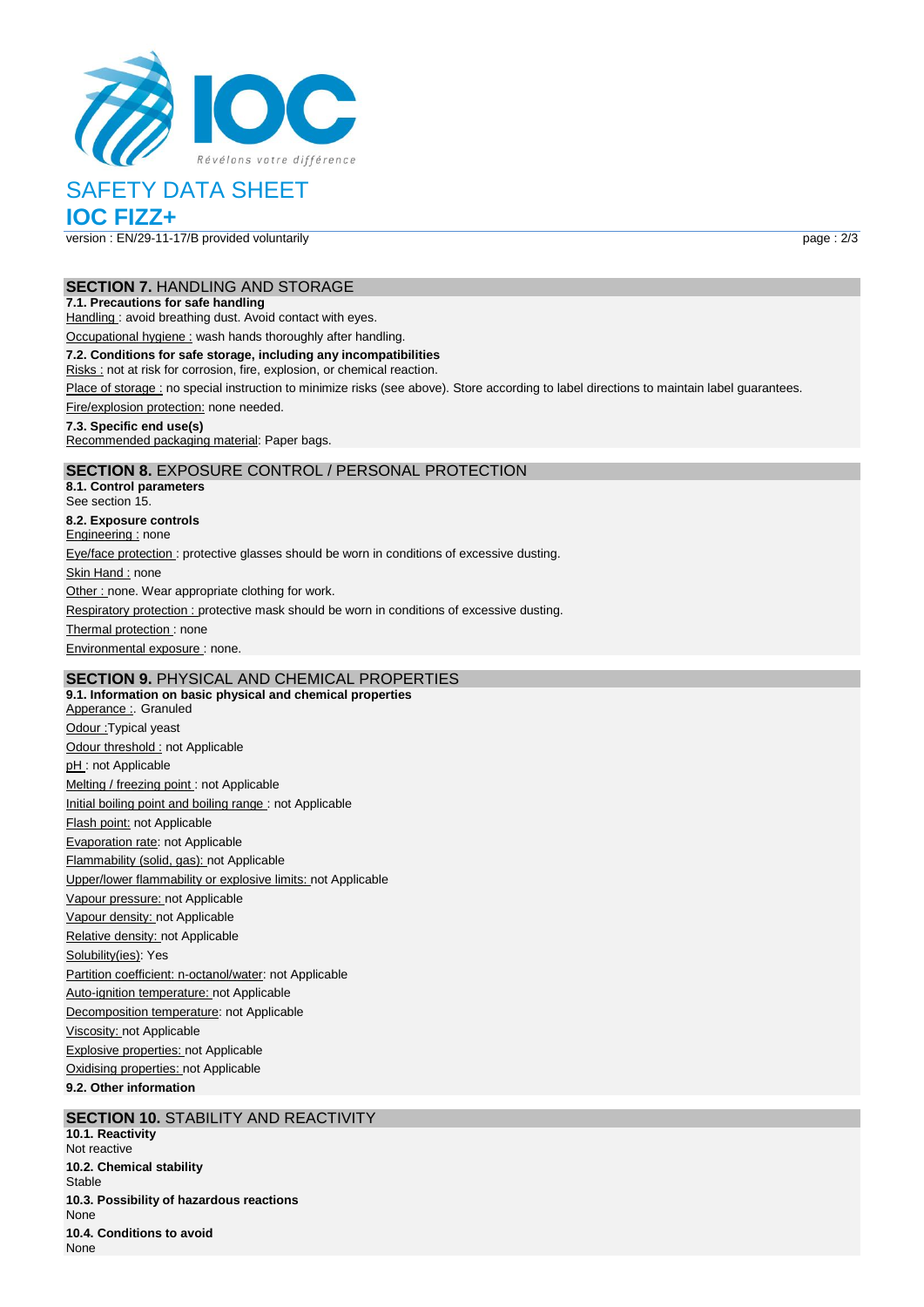# SAFETY DATA SHEET

## IOC FIZZ+

version : EN/29-11-17/B provided voluntarily

### SECTION 7. HANDLING AND STORAGE

**7.1. Precautions for safe handling**

Handling : avoid breathing dust. Avoid contact with eyes.

Occupational hygiene : wash hands thoroughly after handling.

**7.2. Conditions for safe storage, including any incompatibilities**

Risks : not at risk for corrosion, fire, explosion, or chemical reaction.

Place of storage : no special instruction to minimize risks (see above). Store according to label directions to maintain label guarantees.

Fire/explosion protection: none needed.

**7.3. Specific end use(s)**

Recommended packaging material: Paper bags.

### SECTION 8. EXPOSURE CONTROL / PERSONAL PROTECTION

**8.1. Control parameters**

See section 15.

**8.2. Exposure controls**

Engineering : none

Eye/face protection : protective glasses should be worn in conditions of excessive dusting.

Skin Hand : none

Other : none. Wear appropriate clothing for work.

Respiratory protection : protective mask should be worn in conditions of excessive dusting.

Thermal protection : none

Environmental exposure : none.

### SECTION 9. PHYSICAL AND CHEMICAL PROPERTIES

**9.1. Information on basic physical and chemical properties**

Apperance :. Granuled

Odour :Typical yeast

Odour threshold : not Applicable

pH : not Applicable

Melting / freezing point : not Applicable

Initial boiling point and boiling range : not Applicable

Flash point: not Applicable

Evaporation rate: not Applicable

Flammability (solid, gas): not Applicable

Upper/lower flammability or explosive limits: not Applicable

Vapour pressure: not Applicable

Vapour density: not Applicable

Relative density: not Applicable

Solubility(ies): Yes

Partition coefficient: n-octanol/water: not Applicable

Auto-ignition temperature: not Applicable

Decomposition temperature: not Applicable

Viscosity: not Applicable

Explosive properties: not Applicable

Oxidising properties: not Applicable

**9.2. Other information**

### SECTION 10. STABILITY AND REACTIVITY

**10.1. Reactivity**

Not reactive

**10.2. Chemical stability**

Stable

**10.3. Possibility of hazardous reactions**

None

**10.4. Conditions to avoid**

None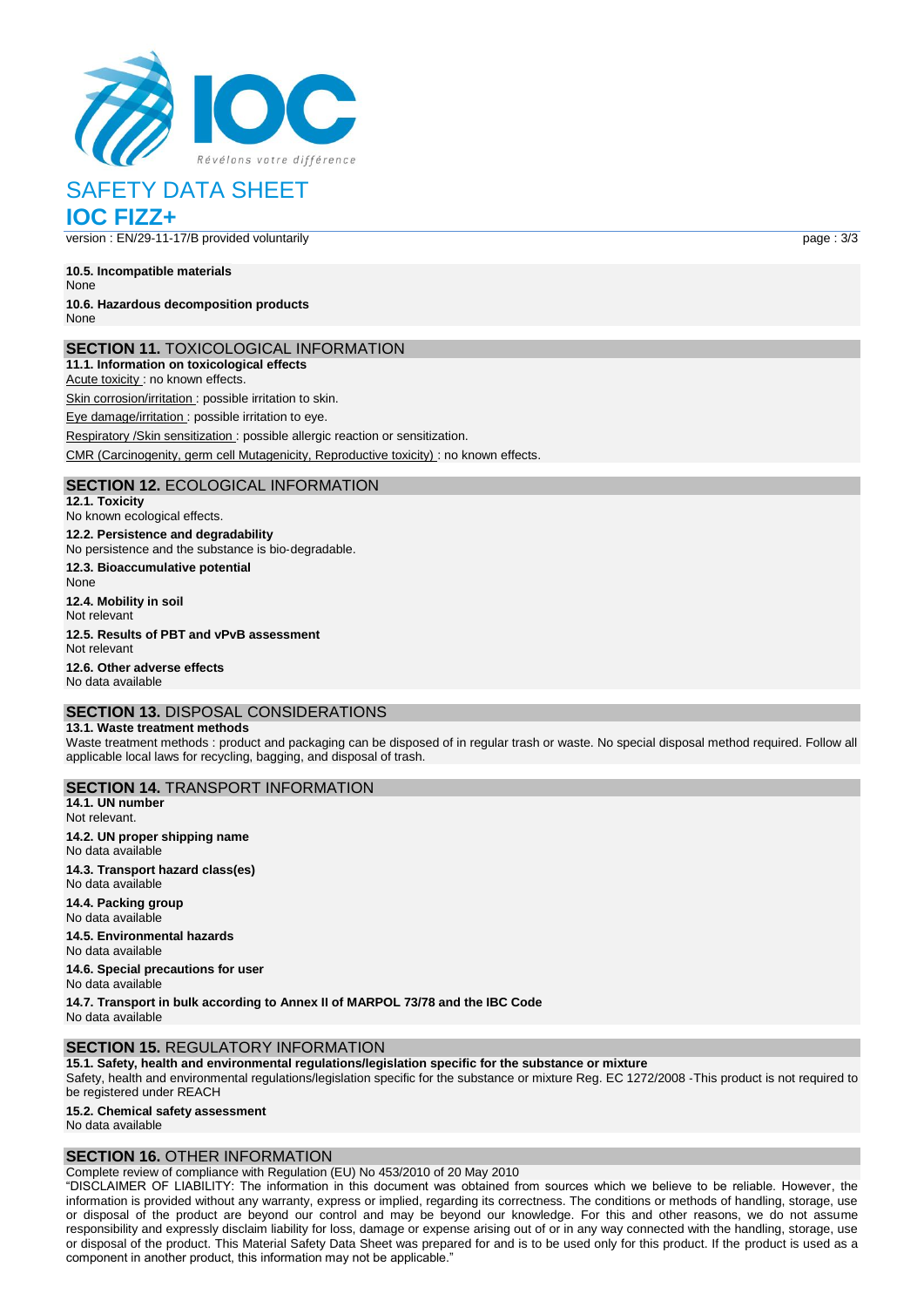# SAFETY DATA SHEET

## IOC FIZZ+

version : EN/29-11-17/B provided voluntarily

**10.5. Incompatible materials**
None

**10.6. Hazardous decomposition products**
None

## SECTION 11. TOXICOLOGICAL INFORMATION

**11.1. Information on toxicological effects**

Acute toxicity : no known effects.

Skin corrosion/irritation : possible irritation to skin.

Eye damage/irritation : possible irritation to eye.

Respiratory /Skin sensitization : possible allergic reaction or sensitization.

CMR (Carcinogenity, germ cell Mutagenicity, Reproductive toxicity) : no known effects.

## SECTION 12. ECOLOGICAL INFORMATION

**12.1. Toxicity**
No known ecological effects.

**12.2. Persistence and degradability**
No persistence and the substance is bio-degradable.

**12.3. Bioaccumulative potential**
None

**12.4. Mobility in soil**
Not relevant

**12.5. Results of PBT and vPvB assessment**
Not relevant

**12.6. Other adverse effects**
No data available

## SECTION 13. DISPOSAL CONSIDERATIONS

**13.1. Waste treatment methods**
Waste treatment methods : product and packaging can be disposed of in regular trash or waste. No special disposal method required. Follow all applicable local laws for recycling, bagging, and disposal of trash.

## SECTION 14. TRANSPORT INFORMATION

**14.1. UN number**
Not relevant.

**14.2. UN proper shipping name**
No data available

**14.3. Transport hazard class(es)**
No data available

**14.4. Packing group**
No data available

**14.5. Environmental hazards**
No data available

**14.6. Special precautions for user**
No data available

**14.7. Transport in bulk according to Annex II of MARPOL 73/78 and the IBC Code**
No data available

## SECTION 15. REGULATORY INFORMATION

**15.1. Safety, health and environmental regulations/legislation specific for the substance or mixture**
Safety, health and environmental regulations/legislation specific for the substance or mixture Reg. EC 1272/2008 -This product is not required to be registered under REACH

**15.2. Chemical safety assessment**
No data available

## SECTION 16. OTHER INFORMATION

Complete review of compliance with Regulation (EU) No 453/2010 of 20 May 2010

"DISCLAIMER OF LIABILITY: The information in this document was obtained from sources which we believe to be reliable. However, the information is provided without any warranty, express or implied, regarding its correctness. The conditions or methods of handling, storage, use or disposal of the product are beyond our control and may be beyond our knowledge. For this and other reasons, we do not assume responsibility and expressly disclaim liability for loss, damage or expense arising out of or in any way connected with the handling, storage, use or disposal of the product. This Material Safety Data Sheet was prepared for and is to be used only for this product. If the product is used as a component in another product, this information may not be applicable."